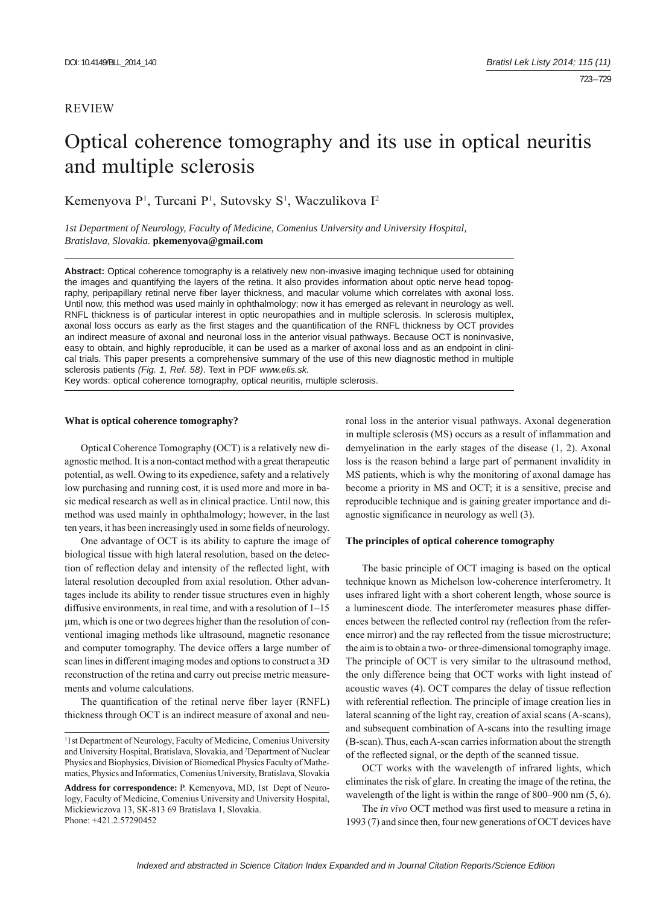REVIEW

# Optical coherence tomography and its use in optical neuritis and multiple sclerosis

Kemenyova P[1], Turcani P[1], Sutovsky S[1], Waczulikova I[2]

*1st Department of Neurology, Faculty of Medicine, Comenius University and University Hospital, Bratislava, Slovakia.* **pkemenyova@gmail.com**

**Abstract:** Optical coherence tomography is a relatively new non-invasive imaging technique used for obtaining the images and quantifying the layers of the retina. It also provides information about optic nerve head topography, peripapillary retinal nerve fiber layer thickness, and macular volume which correlates with axonal loss. Until now, this method was used mainly in ophthalmology; now it has emerged as relevant in neurology as well. RNFL thickness is of particular interest in optic neuropathies and in multiple sclerosis. In sclerosis multiplex, axonal loss occurs as early as the first stages and the quantification of the RNFL thickness by OCT provides an indirect measure of axonal and neuronal loss in the anterior visual pathways. Because OCT is noninvasive, easy to obtain, and highly reproducible, it can be used as a marker of axonal loss and as an endpoint in clinical trials. This paper presents a comprehensive summary of the use of this new diagnostic method in multiple sclerosis patients *(Fig. 1, Ref. 58)*. Text in PDF *www.elis.sk.*

Key words: optical coherence tomography, optical neuritis, multiple sclerosis.

## What is optical coherence tomography?

Optical Coherence Tomography (OCT) is a relatively new diagnostic method. It is a non-contact method with a great therapeutic potential, as well. Owing to its expedience, safety and a relatively low purchasing and running cost, it is used more and more in basic medical research as well as in clinical practice. Until now, this method was used mainly in ophthalmology; however, in the last ten years, it has been increasingly used in some fields of neurology.

One advantage of OCT is its ability to capture the image of biological tissue with high lateral resolution, based on the detection of reflection delay and intensity of the reflected light, with lateral resolution decoupled from axial resolution. Other advantages include its ability to render tissue structures even in highly diffusive environments, in real time, and with a resolution of 1–15 μm, which is one or two degrees higher than the resolution of conventional imaging methods like ultrasound, magnetic resonance and computer tomography. The device offers a large number of scan lines in different imaging modes and options to construct a 3D reconstruction of the retina and carry out precise metric measurements and volume calculations.

The quantification of the retinal nerve fiber layer (RNFL) thickness through OCT is an indirect measure of axonal and neuronal loss in the anterior visual pathways. Axonal degeneration in multiple sclerosis (MS) occurs as a result of inflammation and demyelination in the early stages of the disease (1, 2). Axonal loss is the reason behind a large part of permanent invalidity in MS patients, which is why the monitoring of axonal damage has become a priority in MS and OCT; it is a sensitive, precise and reproducible technique and is gaining greater importance and diagnostic significance in neurology as well (3).

## The principles of optical coherence tomography

The basic principle of OCT imaging is based on the optical technique known as Michelson low-coherence interferometry. It uses infrared light with a short coherent length, whose source is a luminescent diode. The interferometer measures phase differences between the reflected control ray (reflection from the reference mirror) and the ray reflected from the tissue microstructure; the aim is to obtain a two- or three-dimensional tomography image. The principle of OCT is very similar to the ultrasound method, the only difference being that OCT works with light instead of acoustic waves (4). OCT compares the delay of tissue reflection with referential reflection. The principle of image creation lies in lateral scanning of the light ray, creation of axial scans (A-scans), and subsequent combination of A-scans into the resulting image (B-scan). Thus, each A-scan carries information about the strength of the reflected signal, or the depth of the scanned tissue.

OCT works with the wavelength of infrared lights, which eliminates the risk of glare. In creating the image of the retina, the wavelength of the light is within the range of 800–900 nm (5, 6).

The *in vivo* OCT method was first used to measure a retina in 1993 (7) and since then, four new generations of OCT devices have

---

[1]1st Department of Neurology, Faculty of Medicine, Comenius University and University Hospital, Bratislava, Slovakia, and [2]Department of Nuclear Physics and Biophysics, Division of Biomedical Physics Faculty of Mathematics, Physics and Informatics, Comenius University, Bratislava, Slovakia

**Address for correspondence:** P. Kemenyova, MD, 1st Dept of Neurology, Faculty of Medicine, Comenius University and University Hospital, Mickiewiczova 13, SK-813 69 Bratislava 1, Slovakia.
Phone: +421.2.57290452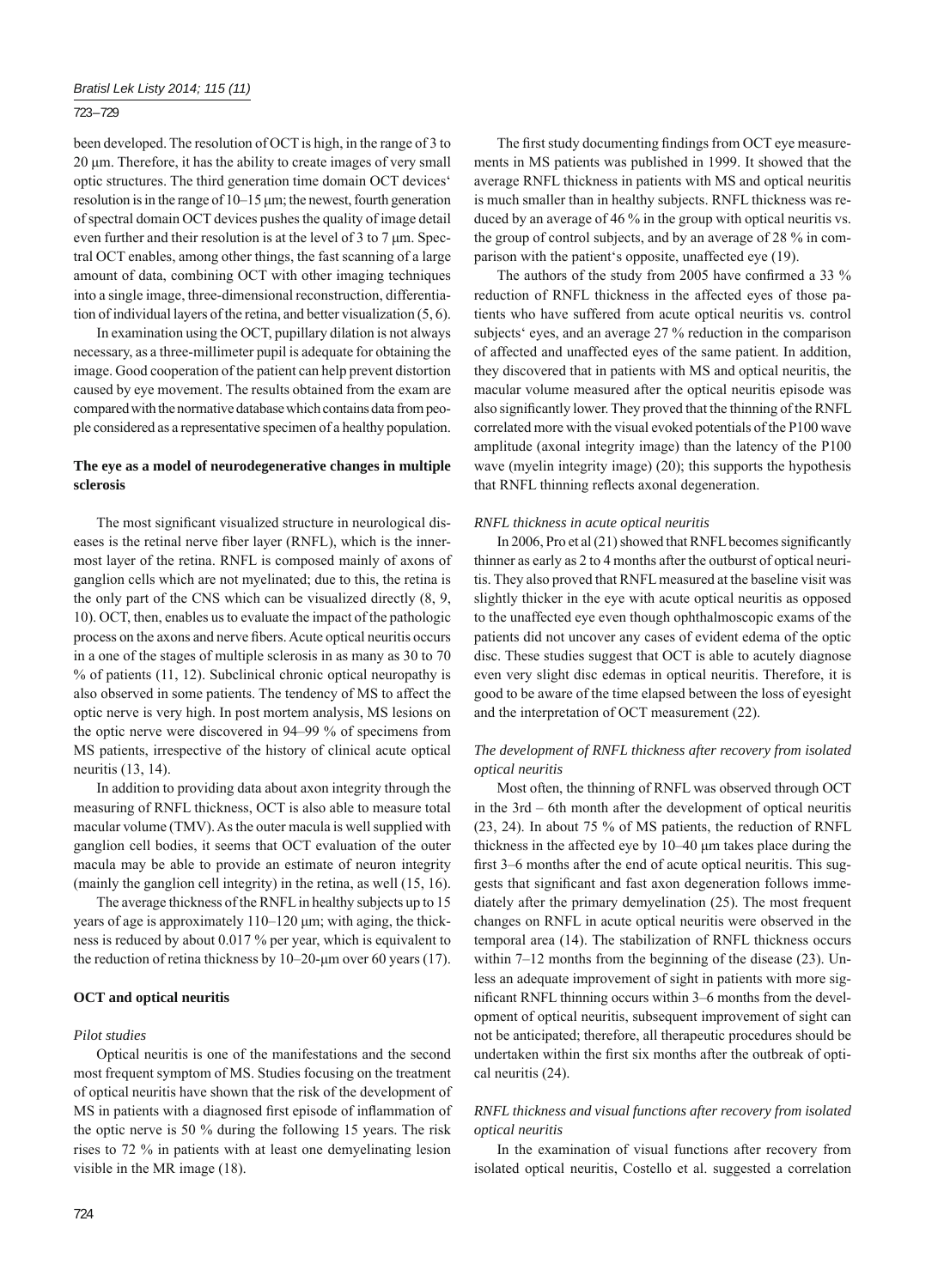been developed. The resolution of OCT is high, in the range of 3 to 20 μm. Therefore, it has the ability to create images of very small optic structures. The third generation time domain OCT devices' resolution is in the range of 10–15 μm; the newest, fourth generation of spectral domain OCT devices pushes the quality of image detail even further and their resolution is at the level of 3 to 7 μm. Spectral OCT enables, among other things, the fast scanning of a large amount of data, combining OCT with other imaging techniques into a single image, three-dimensional reconstruction, differentiation of individual layers of the retina, and better visualization (5, 6).

In examination using the OCT, pupillary dilation is not always necessary, as a three-millimeter pupil is adequate for obtaining the image. Good cooperation of the patient can help prevent distortion caused by eye movement. The results obtained from the exam are compared with the normative database which contains data from people considered as a representative specimen of a healthy population.

### The eye as a model of neurodegenerative changes in multiple sclerosis

The most significant visualized structure in neurological diseases is the retinal nerve fiber layer (RNFL), which is the innermost layer of the retina. RNFL is composed mainly of axons of ganglion cells which are not myelinated; due to this, the retina is the only part of the CNS which can be visualized directly (8, 9, 10). OCT, then, enables us to evaluate the impact of the pathologic process on the axons and nerve fibers. Acute optical neuritis occurs in a one of the stages of multiple sclerosis in as many as 30 to 70 % of patients (11, 12). Subclinical chronic optical neuropathy is also observed in some patients. The tendency of MS to affect the optic nerve is very high. In post mortem analysis, MS lesions on the optic nerve were discovered in 94–99 % of specimens from MS patients, irrespective of the history of clinical acute optical neuritis (13, 14).

In addition to providing data about axon integrity through the measuring of RNFL thickness, OCT is also able to measure total macular volume (TMV). As the outer macula is well supplied with ganglion cell bodies, it seems that OCT evaluation of the outer macula may be able to provide an estimate of neuron integrity (mainly the ganglion cell integrity) in the retina, as well (15, 16).

The average thickness of the RNFL in healthy subjects up to 15 years of age is approximately 110–120 μm; with aging, the thickness is reduced by about 0.017 % per year, which is equivalent to the reduction of retina thickness by 10–20-μm over 60 years (17).

### OCT and optical neuritis

#### *Pilot studies*

Optical neuritis is one of the manifestations and the second most frequent symptom of MS. Studies focusing on the treatment of optical neuritis have shown that the risk of the development of MS in patients with a diagnosed first episode of inflammation of the optic nerve is 50 % during the following 15 years. The risk rises to 72 % in patients with at least one demyelinating lesion visible in the MR image (18).

The first study documenting findings from OCT eye measurements in MS patients was published in 1999. It showed that the average RNFL thickness in patients with MS and optical neuritis is much smaller than in healthy subjects. RNFL thickness was reduced by an average of 46 % in the group with optical neuritis vs. the group of control subjects, and by an average of 28 % in comparison with the patient's opposite, unaffected eye (19).

The authors of the study from 2005 have confirmed a 33 % reduction of RNFL thickness in the affected eyes of those patients who have suffered from acute optical neuritis vs. control subjects' eyes, and an average 27 % reduction in the comparison of affected and unaffected eyes of the same patient. In addition, they discovered that in patients with MS and optical neuritis, the macular volume measured after the optical neuritis episode was also significantly lower. They proved that the thinning of the RNFL correlated more with the visual evoked potentials of the P100 wave amplitude (axonal integrity image) than the latency of the P100 wave (myelin integrity image) (20); this supports the hypothesis that RNFL thinning reflects axonal degeneration.

#### *RNFL thickness in acute optical neuritis*

In 2006, Pro et al (21) showed that RNFL becomes significantly thinner as early as 2 to 4 months after the outburst of optical neuritis. They also proved that RNFL measured at the baseline visit was slightly thicker in the eye with acute optical neuritis as opposed to the unaffected eye even though ophthalmoscopic exams of the patients did not uncover any cases of evident edema of the optic disc. These studies suggest that OCT is able to acutely diagnose even very slight disc edemas in optical neuritis. Therefore, it is good to be aware of the time elapsed between the loss of eyesight and the interpretation of OCT measurement (22).

#### *The development of RNFL thickness after recovery from isolated optical neuritis*

Most often, the thinning of RNFL was observed through OCT in the 3rd – 6th month after the development of optical neuritis (23, 24). In about 75 % of MS patients, the reduction of RNFL thickness in the affected eye by 10–40 μm takes place during the first 3–6 months after the end of acute optical neuritis. This suggests that significant and fast axon degeneration follows immediately after the primary demyelination (25). The most frequent changes on RNFL in acute optical neuritis were observed in the temporal area (14). The stabilization of RNFL thickness occurs within 7–12 months from the beginning of the disease (23). Unless an adequate improvement of sight in patients with more significant RNFL thinning occurs within 3–6 months from the development of optical neuritis, subsequent improvement of sight can not be anticipated; therefore, all therapeutic procedures should be undertaken within the first six months after the outbreak of optical neuritis (24).

#### *RNFL thickness and visual functions after recovery from isolated optical neuritis*

In the examination of visual functions after recovery from isolated optical neuritis, Costello et al. suggested a correlation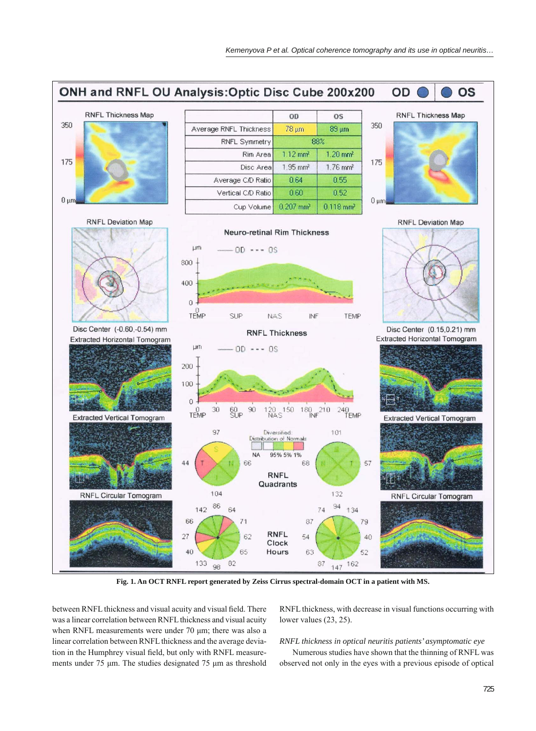Fig. 1. An OCT RNFL report generated by Zeiss Cirrus spectral-domain OCT in a patient with MS.

between RNFL thickness and visual acuity and visual field. There was a linear correlation between RNFL thickness and visual acuity when RNFL measurements were under 70 µm; there was also a linear correlation between RNFL thickness and the average deviation in the Humphrey visual field, but only with RNFL measurements under 75 µm. The studies designated 75 µm as threshold RNFL thickness, with decrease in visual functions occurring with lower values (23, 25).

*RNFL thickness in optical neuritis patients' asymptomatic eye*

Numerous studies have shown that the thinning of RNFL was observed not only in the eyes with a previous episode of optical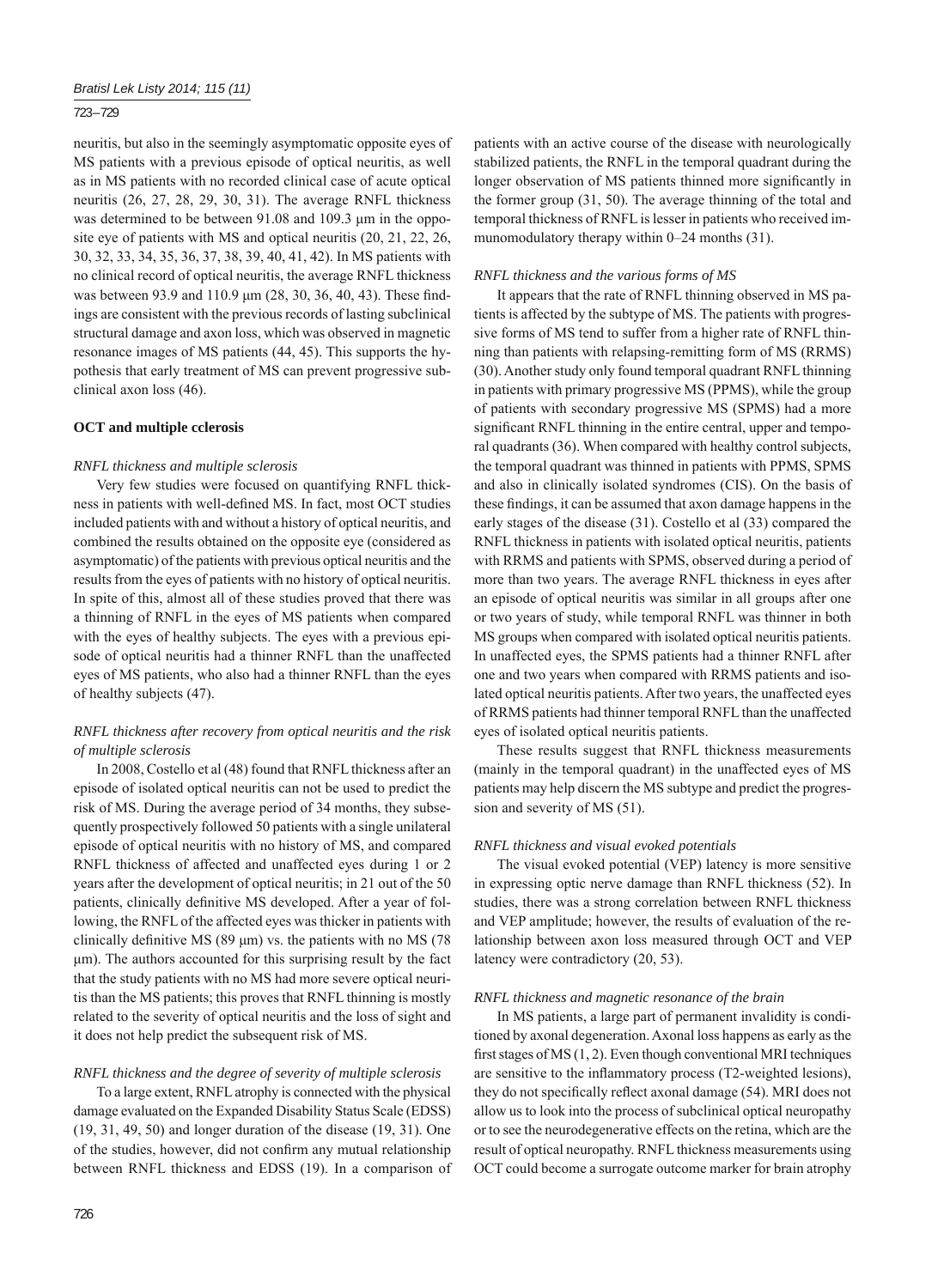neuritis, but also in the seemingly asymptomatic opposite eyes of MS patients with a previous episode of optical neuritis, as well as in MS patients with no recorded clinical case of acute optical neuritis (26, 27, 28, 29, 30, 31). The average RNFL thickness was determined to be between 91.08 and 109.3 μm in the opposite eye of patients with MS and optical neuritis (20, 21, 22, 26, 30, 32, 33, 34, 35, 36, 37, 38, 39, 40, 41, 42). In MS patients with no clinical record of optical neuritis, the average RNFL thickness was between 93.9 and 110.9 μm (28, 30, 36, 40, 43). These findings are consistent with the previous records of lasting subclinical structural damage and axon loss, which was observed in magnetic resonance images of MS patients (44, 45). This supports the hypothesis that early treatment of MS can prevent progressive subclinical axon loss (46).

## OCT and multiple cclerosis

### *RNFL thickness and multiple sclerosis*

Very few studies were focused on quantifying RNFL thickness in patients with well-defined MS. In fact, most OCT studies included patients with and without a history of optical neuritis, and combined the results obtained on the opposite eye (considered as asymptomatic) of the patients with previous optical neuritis and the results from the eyes of patients with no history of optical neuritis. In spite of this, almost all of these studies proved that there was a thinning of RNFL in the eyes of MS patients when compared with the eyes of healthy subjects. The eyes with a previous episode of optical neuritis had a thinner RNFL than the unaffected eyes of MS patients, who also had a thinner RNFL than the eyes of healthy subjects (47).

### *RNFL thickness after recovery from optical neuritis and the risk of multiple sclerosis*

In 2008, Costello et al (48) found that RNFL thickness after an episode of isolated optical neuritis can not be used to predict the risk of MS. During the average period of 34 months, they subsequently prospectively followed 50 patients with a single unilateral episode of optical neuritis with no history of MS, and compared RNFL thickness of affected and unaffected eyes during 1 or 2 years after the development of optical neuritis; in 21 out of the 50 patients, clinically definitive MS developed. After a year of following, the RNFL of the affected eyes was thicker in patients with clinically definitive MS (89 μm) vs. the patients with no MS (78 μm). The authors accounted for this surprising result by the fact that the study patients with no MS had more severe optical neuritis than the MS patients; this proves that RNFL thinning is mostly related to the severity of optical neuritis and the loss of sight and it does not help predict the subsequent risk of MS.

### *RNFL thickness and the degree of severity of multiple sclerosis*

To a large extent, RNFL atrophy is connected with the physical damage evaluated on the Expanded Disability Status Scale (EDSS) (19, 31, 49, 50) and longer duration of the disease (19, 31). One of the studies, however, did not confirm any mutual relationship between RNFL thickness and EDSS (19). In a comparison of patients with an active course of the disease with neurologically stabilized patients, the RNFL in the temporal quadrant during the longer observation of MS patients thinned more significantly in the former group (31, 50). The average thinning of the total and temporal thickness of RNFL is lesser in patients who received immunomodulatory therapy within 0–24 months (31).

### *RNFL thickness and the various forms of MS*

It appears that the rate of RNFL thinning observed in MS patients is affected by the subtype of MS. The patients with progressive forms of MS tend to suffer from a higher rate of RNFL thinning than patients with relapsing-remitting form of MS (RRMS) (30). Another study only found temporal quadrant RNFL thinning in patients with primary progressive MS (PPMS), while the group of patients with secondary progressive MS (SPMS) had a more significant RNFL thinning in the entire central, upper and temporal quadrants (36). When compared with healthy control subjects, the temporal quadrant was thinned in patients with PPMS, SPMS and also in clinically isolated syndromes (CIS). On the basis of these findings, it can be assumed that axon damage happens in the early stages of the disease (31). Costello et al (33) compared the RNFL thickness in patients with isolated optical neuritis, patients with RRMS and patients with SPMS, observed during a period of more than two years. The average RNFL thickness in eyes after an episode of optical neuritis was similar in all groups after one or two years of study, while temporal RNFL was thinner in both MS groups when compared with isolated optical neuritis patients. In unaffected eyes, the SPMS patients had a thinner RNFL after one and two years when compared with RRMS patients and isolated optical neuritis patients. After two years, the unaffected eyes of RRMS patients had thinner temporal RNFL than the unaffected eyes of isolated optical neuritis patients.

These results suggest that RNFL thickness measurements (mainly in the temporal quadrant) in the unaffected eyes of MS patients may help discern the MS subtype and predict the progression and severity of MS (51).

### *RNFL thickness and visual evoked potentials*

The visual evoked potential (VEP) latency is more sensitive in expressing optic nerve damage than RNFL thickness (52). In studies, there was a strong correlation between RNFL thickness and VEP amplitude; however, the results of evaluation of the relationship between axon loss measured through OCT and VEP latency were contradictory (20, 53).

### *RNFL thickness and magnetic resonance of the brain*

In MS patients, a large part of permanent invalidity is conditioned by axonal degeneration. Axonal loss happens as early as the first stages of MS (1, 2). Even though conventional MRI techniques are sensitive to the inflammatory process (T2-weighted lesions), they do not specifically reflect axonal damage (54). MRI does not allow us to look into the process of subclinical optical neuropathy or to see the neurodegenerative effects on the retina, which are the result of optical neuropathy. RNFL thickness measurements using OCT could become a surrogate outcome marker for brain atrophy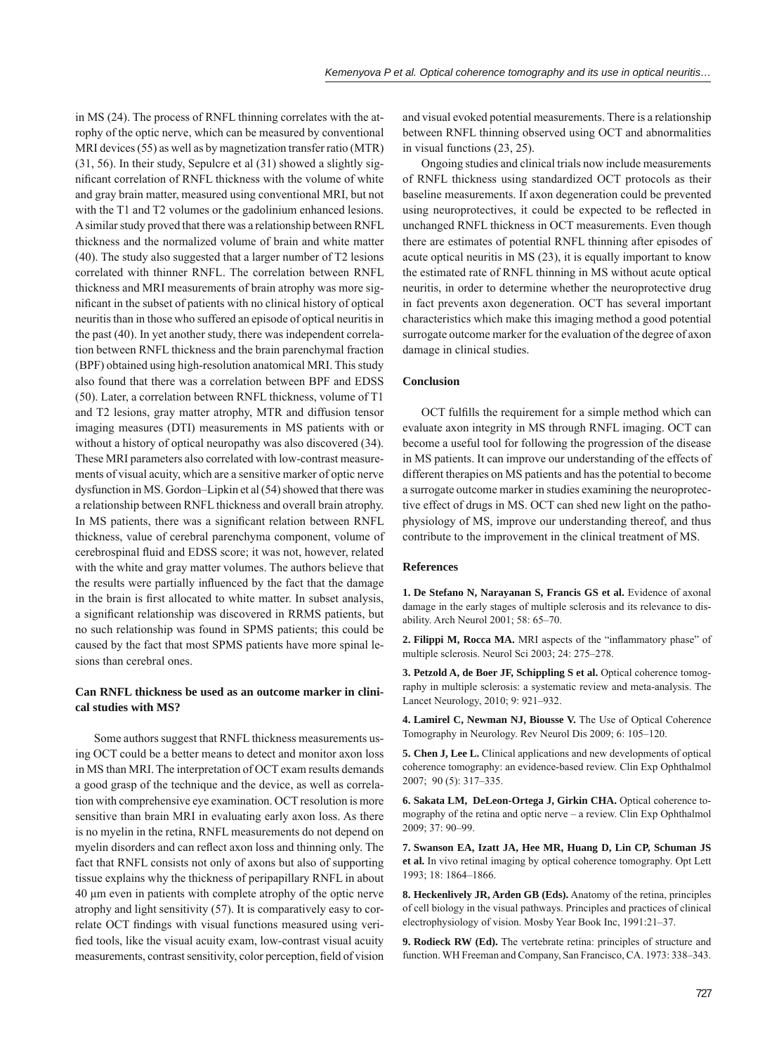in MS (24). The process of RNFL thinning correlates with the atrophy of the optic nerve, which can be measured by conventional MRI devices (55) as well as by magnetization transfer ratio (MTR) (31, 56). In their study, Sepulcre et al (31) showed a slightly significant correlation of RNFL thickness with the volume of white and gray brain matter, measured using conventional MRI, but not with the T1 and T2 volumes or the gadolinium enhanced lesions. A similar study proved that there was a relationship between RNFL thickness and the normalized volume of brain and white matter (40). The study also suggested that a larger number of T2 lesions correlated with thinner RNFL. The correlation between RNFL thickness and MRI measurements of brain atrophy was more significant in the subset of patients with no clinical history of optical neuritis than in those who suffered an episode of optical neuritis in the past (40). In yet another study, there was independent correlation between RNFL thickness and the brain parenchymal fraction (BPF) obtained using high-resolution anatomical MRI. This study also found that there was a correlation between BPF and EDSS (50). Later, a correlation between RNFL thickness, volume of T1 and T2 lesions, gray matter atrophy, MTR and diffusion tensor imaging measures (DTI) measurements in MS patients with or without a history of optical neuropathy was also discovered (34). These MRI parameters also correlated with low-contrast measurements of visual acuity, which are a sensitive marker of optic nerve dysfunction in MS. Gordon–Lipkin et al (54) showed that there was a relationship between RNFL thickness and overall brain atrophy. In MS patients, there was a significant relation between RNFL thickness, value of cerebral parenchyma component, volume of cerebrospinal fluid and EDSS score; it was not, however, related with the white and gray matter volumes. The authors believe that the results were partially influenced by the fact that the damage in the brain is first allocated to white matter. In subset analysis, a significant relationship was discovered in RRMS patients, but no such relationship was found in SPMS patients; this could be caused by the fact that most SPMS patients have more spinal lesions than cerebral ones.

### Can RNFL thickness be used as an outcome marker in clinical studies with MS?

Some authors suggest that RNFL thickness measurements using OCT could be a better means to detect and monitor axon loss in MS than MRI. The interpretation of OCT exam results demands a good grasp of the technique and the device, as well as correlation with comprehensive eye examination. OCT resolution is more sensitive than brain MRI in evaluating early axon loss. As there is no myelin in the retina, RNFL measurements do not depend on myelin disorders and can reflect axon loss and thinning only. The fact that RNFL consists not only of axons but also of supporting tissue explains why the thickness of peripapillary RNFL in about 40 μm even in patients with complete atrophy of the optic nerve atrophy and light sensitivity (57). It is comparatively easy to correlate OCT findings with visual functions measured using verified tools, like the visual acuity exam, low-contrast visual acuity measurements, contrast sensitivity, color perception, field of vision and visual evoked potential measurements. There is a relationship between RNFL thinning observed using OCT and abnormalities in visual functions (23, 25).

Ongoing studies and clinical trials now include measurements of RNFL thickness using standardized OCT protocols as their baseline measurements. If axon degeneration could be prevented using neuroprotectives, it could be expected to be reflected in unchanged RNFL thickness in OCT measurements. Even though there are estimates of potential RNFL thinning after episodes of acute optical neuritis in MS (23), it is equally important to know the estimated rate of RNFL thinning in MS without acute optical neuritis, in order to determine whether the neuroprotective drug in fact prevents axon degeneration. OCT has several important characteristics which make this imaging method a good potential surrogate outcome marker for the evaluation of the degree of axon damage in clinical studies.

### Conclusion

OCT fulfills the requirement for a simple method which can evaluate axon integrity in MS through RNFL imaging. OCT can become a useful tool for following the progression of the disease in MS patients. It can improve our understanding of the effects of different therapies on MS patients and has the potential to become a surrogate outcome marker in studies examining the neuroprotective effect of drugs in MS. OCT can shed new light on the pathophysiology of MS, improve our understanding thereof, and thus contribute to the improvement in the clinical treatment of MS.

### References

**1. De Stefano N, Narayanan S, Francis GS et al.** Evidence of axonal damage in the early stages of multiple sclerosis and its relevance to disability. Arch Neurol 2001; 58: 65–70.

**2. Filippi M, Rocca MA.** MRI aspects of the "inflammatory phase" of multiple sclerosis. Neurol Sci 2003; 24: 275–278.

**3. Petzold A, de Boer JF, Schippling S et al.** Optical coherence tomography in multiple sclerosis: a systematic review and meta-analysis. The Lancet Neurology, 2010; 9: 921–932.

**4. Lamirel C, Newman NJ, Biousse V.** The Use of Optical Coherence Tomography in Neurology. Rev Neurol Dis 2009; 6: 105–120.

**5. Chen J, Lee L.** Clinical applications and new developments of optical coherence tomography: an evidence-based review. Clin Exp Ophthalmol 2007; 90 (5): 317–335.

**6. Sakata LM, DeLeon-Ortega J, Girkin CHA.** Optical coherence tomography of the retina and optic nerve – a review. Clin Exp Ophthalmol 2009; 37: 90–99.

**7. Swanson EA, Izatt JA, Hee MR, Huang D, Lin CP, Schuman JS et al.** In vivo retinal imaging by optical coherence tomography. Opt Lett 1993; 18: 1864–1866.

**8. Heckenlively JR, Arden GB (Eds).** Anatomy of the retina, principles of cell biology in the visual pathways. Principles and practices of clinical electrophysiology of vision. Mosby Year Book Inc, 1991:21–37.

**9. Rodieck RW (Ed).** The vertebrate retina: principles of structure and function. WH Freeman and Company, San Francisco, CA. 1973: 338–343.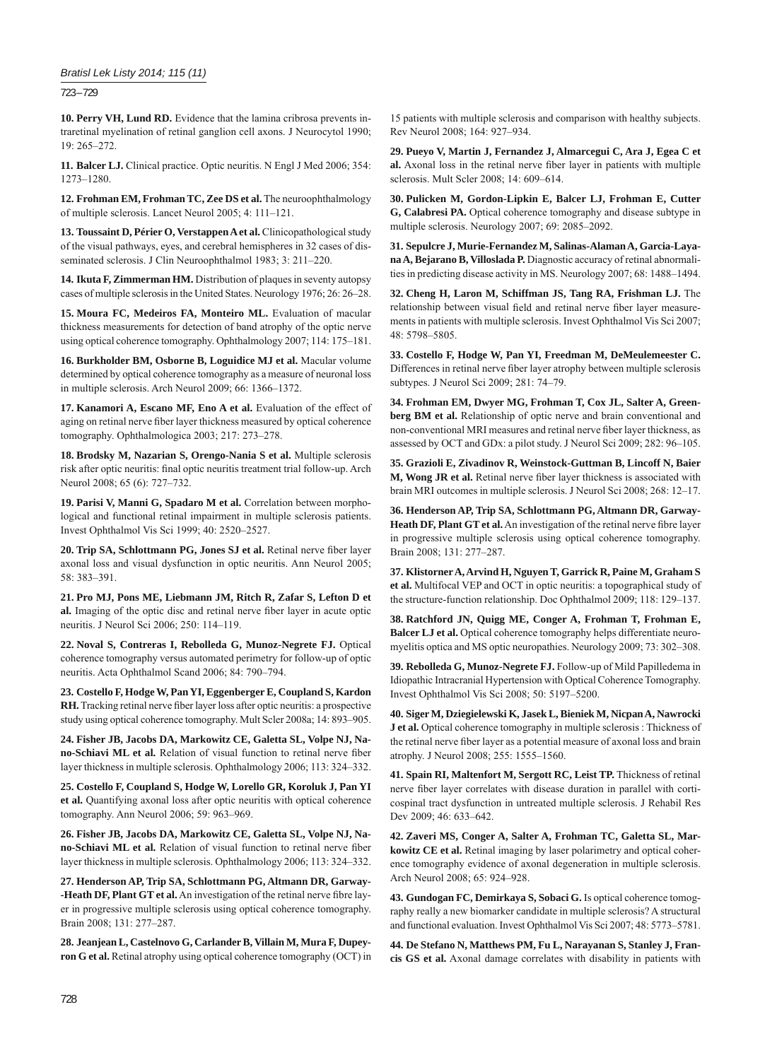**10. Perry VH, Lund RD.** Evidence that the lamina cribrosa prevents intraretinal myelination of retinal ganglion cell axons. J Neurocytol 1990; 19: 265–272.

**11. Balcer LJ.** Clinical practice. Optic neuritis. N Engl J Med 2006; 354: 1273–1280.

**12. Frohman EM, Frohman TC, Zee DS et al.** The neuroophthalmology of multiple sclerosis. Lancet Neurol 2005; 4: 111–121.

**13. Toussaint D, Périer O, Verstappen A et al.** Clinicopathological study of the visual pathways, eyes, and cerebral hemispheres in 32 cases of disseminated sclerosis. J Clin Neuroophthalmol 1983; 3: 211–220.

**14. Ikuta F, Zimmerman HM.** Distribution of plaques in seventy autopsy cases of multiple sclerosis in the United States. Neurology 1976; 26: 26–28.

**15. Moura FC, Medeiros FA, Monteiro ML.** Evaluation of macular thickness measurements for detection of band atrophy of the optic nerve using optical coherence tomography. Ophthalmology 2007; 114: 175–181.

**16. Burkholder BM, Osborne B, Loguidice MJ et al.** Macular volume determined by optical coherence tomography as a measure of neuronal loss in multiple sclerosis. Arch Neurol 2009; 66: 1366–1372.

**17. Kanamori A, Escano MF, Eno A et al.** Evaluation of the effect of aging on retinal nerve fiber layer thickness measured by optical coherence tomography. Ophthalmologica 2003; 217: 273–278.

**18. Brodsky M, Nazarian S, Orengo-Nania S et al.** Multiple sclerosis risk after optic neuritis: final optic neuritis treatment trial follow-up. Arch Neurol 2008; 65 (6): 727–732.

**19. Parisi V, Manni G, Spadaro M et al.** Correlation between morphological and functional retinal impairment in multiple sclerosis patients. Invest Ophthalmol Vis Sci 1999; 40: 2520–2527.

**20. Trip SA, Schlottmann PG, Jones SJ et al.** Retinal nerve fiber layer axonal loss and visual dysfunction in optic neuritis. Ann Neurol 2005; 58: 383–391.

**21. Pro MJ, Pons ME, Liebmann JM, Ritch R, Zafar S, Lefton D et al.** Imaging of the optic disc and retinal nerve fiber layer in acute optic neuritis. J Neurol Sci 2006; 250: 114–119.

**22. Noval S, Contreras I, Rebolleda G, Munoz-Negrete FJ.** Optical coherence tomography versus automated perimetry for follow-up of optic neuritis. Acta Ophthalmol Scand 2006; 84: 790–794.

**23. Costello F, Hodge W, Pan YI, Eggenberger E, Coupland S, Kardon RH.** Tracking retinal nerve fiber layer loss after optic neuritis: a prospective study using optical coherence tomography. Mult Scler 2008a; 14: 893–905.

**24. Fisher JB, Jacobs DA, Markowitz CE, Galetta SL, Volpe NJ, Nano-Schiavi ML et al.** Relation of visual function to retinal nerve fiber layer thickness in multiple sclerosis. Ophthalmology 2006; 113: 324–332.

**25. Costello F, Coupland S, Hodge W, Lorello GR, Koroluk J, Pan YI et al.** Quantifying axonal loss after optic neuritis with optical coherence tomography. Ann Neurol 2006; 59: 963–969.

**26. Fisher JB, Jacobs DA, Markowitz CE, Galetta SL, Volpe NJ, Nano-Schiavi ML et al.** Relation of visual function to retinal nerve fiber layer thickness in multiple sclerosis. Ophthalmology 2006; 113: 324–332.

**27. Henderson AP, Trip SA, Schlottmann PG, Altmann DR, Garway-Heath DF, Plant GT et al.** An investigation of the retinal nerve fibre layer in progressive multiple sclerosis using optical coherence tomography. Brain 2008; 131: 277–287.

**28. Jeanjean L, Castelnovo G, Carlander B, Villain M, Mura F, Dupeyron G et al.** Retinal atrophy using optical coherence tomography (OCT) in 15 patients with multiple sclerosis and comparison with healthy subjects. Rev Neurol 2008; 164: 927–934.

**29. Pueyo V, Martin J, Fernandez J, Almarcegui C, Ara J, Egea C et al.** Axonal loss in the retinal nerve fiber layer in patients with multiple sclerosis. Mult Scler 2008; 14: 609–614.

**30. Pulicken M, Gordon-Lipkin E, Balcer LJ, Frohman E, Cutter G, Calabresi PA.** Optical coherence tomography and disease subtype in multiple sclerosis. Neurology 2007; 69: 2085–2092.

**31. Sepulcre J, Murie-Fernandez M, Salinas-Alaman A, Garcia-Layana A, Bejarano B, Villoslada P.** Diagnostic accuracy of retinal abnormalities in predicting disease activity in MS. Neurology 2007; 68: 1488–1494.

**32. Cheng H, Laron M, Schiffman JS, Tang RA, Frishman LJ.** The relationship between visual field and retinal nerve fiber layer measurements in patients with multiple sclerosis. Invest Ophthalmol Vis Sci 2007; 48: 5798–5805.

**33. Costello F, Hodge W, Pan YI, Freedman M, DeMeulemeester C.** Differences in retinal nerve fiber layer atrophy between multiple sclerosis subtypes. J Neurol Sci 2009; 281: 74–79.

**34. Frohman EM, Dwyer MG, Frohman T, Cox JL, Salter A, Greenberg BM et al.** Relationship of optic nerve and brain conventional and non-conventional MRI measures and retinal nerve fiber layer thickness, as assessed by OCT and GDx: a pilot study. J Neurol Sci 2009; 282: 96–105.

**35. Grazioli E, Zivadinov R, Weinstock-Guttman B, Lincoff N, Baier M, Wong JR et al.** Retinal nerve fiber layer thickness is associated with brain MRI outcomes in multiple sclerosis. J Neurol Sci 2008; 268: 12–17.

**36. Henderson AP, Trip SA, Schlottmann PG, Altmann DR, Garway-Heath DF, Plant GT et al.** An investigation of the retinal nerve fibre layer in progressive multiple sclerosis using optical coherence tomography. Brain 2008; 131: 277–287.

**37. Klistorner A, Arvind H, Nguyen T, Garrick R, Paine M, Graham S et al.** Multifocal VEP and OCT in optic neuritis: a topographical study of the structure-function relationship. Doc Ophthalmol 2009; 118: 129–137.

**38. Ratchford JN, Quigg ME, Conger A, Frohman T, Frohman E, Balcer LJ et al.** Optical coherence tomography helps differentiate neuromyelitis optica and MS optic neuropathies. Neurology 2009; 73: 302–308.

**39. Rebolleda G, Munoz-Negrete FJ.** Follow-up of Mild Papilledema in Idiopathic Intracranial Hypertension with Optical Coherence Tomography. Invest Ophthalmol Vis Sci 2008; 50: 5197–5200.

**40. Siger M, Dziegielewski K, Jasek L, Bieniek M, Nicpan A, Nawrocki J et al.** Optical coherence tomography in multiple sclerosis : Thickness of the retinal nerve fiber layer as a potential measure of axonal loss and brain atrophy. J Neurol 2008; 255: 1555–1560.

**41. Spain RI, Maltenfort M, Sergott RC, Leist TP.** Thickness of retinal nerve fiber layer correlates with disease duration in parallel with corticospinal tract dysfunction in untreated multiple sclerosis. J Rehabil Res Dev 2009; 46: 633–642.

**42. Zaveri MS, Conger A, Salter A, Frohman TC, Galetta SL, Markowitz CE et al.** Retinal imaging by laser polarimetry and optical coherence tomography evidence of axonal degeneration in multiple sclerosis. Arch Neurol 2008; 65: 924–928.

**43. Gundogan FC, Demirkaya S, Sobaci G.** Is optical coherence tomography really a new biomarker candidate in multiple sclerosis? A structural and functional evaluation. Invest Ophthalmol Vis Sci 2007; 48: 5773–5781.

**44. De Stefano N, Matthews PM, Fu L, Narayanan S, Stanley J, Francis GS et al.** Axonal damage correlates with disability in patients with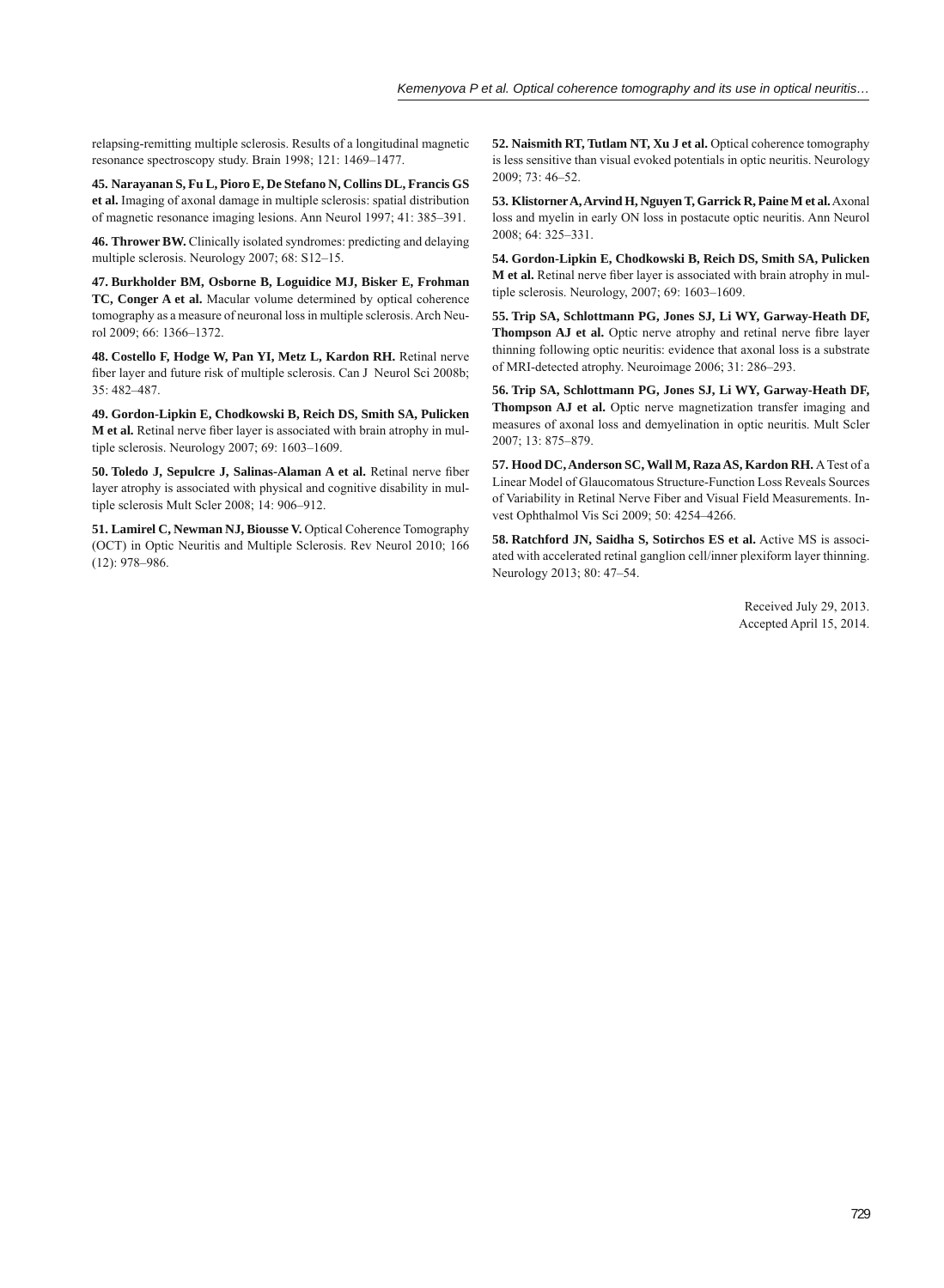relapsing-remitting multiple sclerosis. Results of a longitudinal magnetic resonance spectroscopy study. Brain 1998; 121: 1469–1477.

**45. Narayanan S, Fu L, Pioro E, De Stefano N, Collins DL, Francis GS et al.** Imaging of axonal damage in multiple sclerosis: spatial distribution of magnetic resonance imaging lesions. Ann Neurol 1997; 41: 385–391.

**46. Thrower BW.** Clinically isolated syndromes: predicting and delaying multiple sclerosis. Neurology 2007; 68: S12–15.

**47. Burkholder BM, Osborne B, Loguidice MJ, Bisker E, Frohman TC, Conger A et al.** Macular volume determined by optical coherence tomography as a measure of neuronal loss in multiple sclerosis. Arch Neurol 2009; 66: 1366–1372.

**48. Costello F, Hodge W, Pan YI, Metz L, Kardon RH.** Retinal nerve fiber layer and future risk of multiple sclerosis. Can J Neurol Sci 2008b; 35: 482–487.

**49. Gordon-Lipkin E, Chodkowski B, Reich DS, Smith SA, Pulicken M et al.** Retinal nerve fiber layer is associated with brain atrophy in multiple sclerosis. Neurology 2007; 69: 1603–1609.

**50. Toledo J, Sepulcre J, Salinas-Alaman A et al.** Retinal nerve fiber layer atrophy is associated with physical and cognitive disability in multiple sclerosis Mult Scler 2008; 14: 906–912.

**51. Lamirel C, Newman NJ, Biousse V.** Optical Coherence Tomography (OCT) in Optic Neuritis and Multiple Sclerosis. Rev Neurol 2010; 166 (12): 978–986.

**52. Naismith RT, Tutlam NT, Xu J et al.** Optical coherence tomography is less sensitive than visual evoked potentials in optic neuritis. Neurology 2009; 73: 46–52.

**53. Klistorner A, Arvind H, Nguyen T, Garrick R, Paine M et al.** Axonal loss and myelin in early ON loss in postacute optic neuritis. Ann Neurol 2008; 64: 325–331.

**54. Gordon-Lipkin E, Chodkowski B, Reich DS, Smith SA, Pulicken M et al.** Retinal nerve fiber layer is associated with brain atrophy in multiple sclerosis. Neurology, 2007; 69: 1603–1609.

**55. Trip SA, Schlottmann PG, Jones SJ, Li WY, Garway-Heath DF, Thompson AJ et al.** Optic nerve atrophy and retinal nerve fibre layer thinning following optic neuritis: evidence that axonal loss is a substrate of MRI-detected atrophy. Neuroimage 2006; 31: 286–293.

**56. Trip SA, Schlottmann PG, Jones SJ, Li WY, Garway-Heath DF, Thompson AJ et al.** Optic nerve magnetization transfer imaging and measures of axonal loss and demyelination in optic neuritis. Mult Scler 2007; 13: 875–879.

**57. Hood DC, Anderson SC, Wall M, Raza AS, Kardon RH.** A Test of a Linear Model of Glaucomatous Structure-Function Loss Reveals Sources of Variability in Retinal Nerve Fiber and Visual Field Measurements. Invest Ophthalmol Vis Sci 2009; 50: 4254–4266.

**58. Ratchford JN, Saidha S, Sotirchos ES et al.** Active MS is associated with accelerated retinal ganglion cell/inner plexiform layer thinning. Neurology 2013; 80: 47–54.

Received July 29, 2013.
Accepted April 15, 2014.